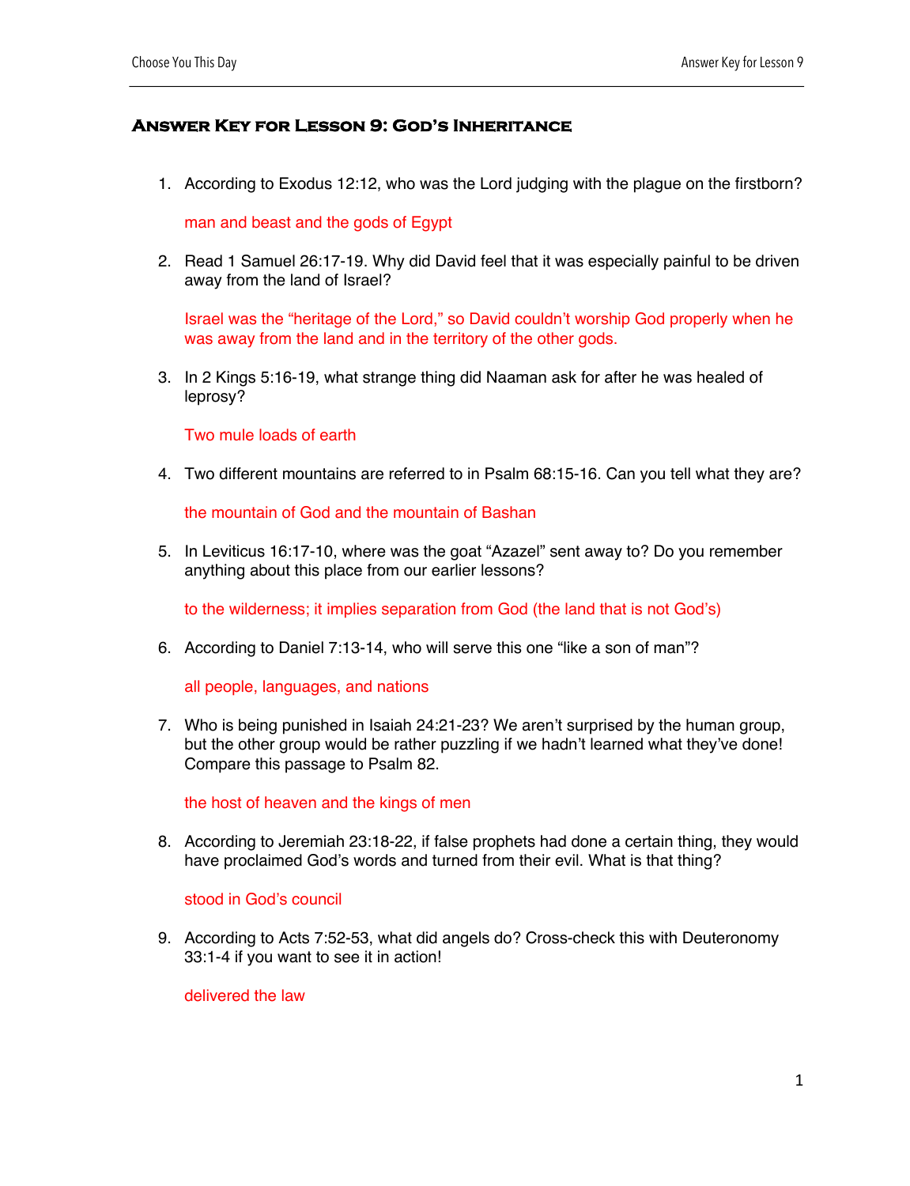# Answer Key for Lesson 9: God's Inheritance

1. According to Exodus 12:12, who was the Lord judging with the plague on the firstborn?

   man and beast and the gods of Egypt

2. Read 1 Samuel 26:17-19. Why did David feel that it was especially painful to be driven away from the land of Israel?

   Israel was the "heritage of the Lord," so David couldn't worship God properly when he was away from the land and in the territory of the other gods.

3. In 2 Kings 5:16-19, what strange thing did Naaman ask for after he was healed of leprosy?

   Two mule loads of earth

4. Two different mountains are referred to in Psalm 68:15-16. Can you tell what they are?

   the mountain of God and the mountain of Bashan

5. In Leviticus 16:17-10, where was the goat "Azazel" sent away to? Do you remember anything about this place from our earlier lessons?

   to the wilderness; it implies separation from God (the land that is not God's)

6. According to Daniel 7:13-14, who will serve this one "like a son of man"?

   all people, languages, and nations

7. Who is being punished in Isaiah 24:21-23? We aren't surprised by the human group, but the other group would be rather puzzling if we hadn't learned what they've done! Compare this passage to Psalm 82.

   the host of heaven and the kings of men

8. According to Jeremiah 23:18-22, if false prophets had done a certain thing, they would have proclaimed God's words and turned from their evil. What is that thing?

   stood in God's council

9. According to Acts 7:52-53, what did angels do? Cross-check this with Deuteronomy 33:1-4 if you want to see it in action!

   delivered the law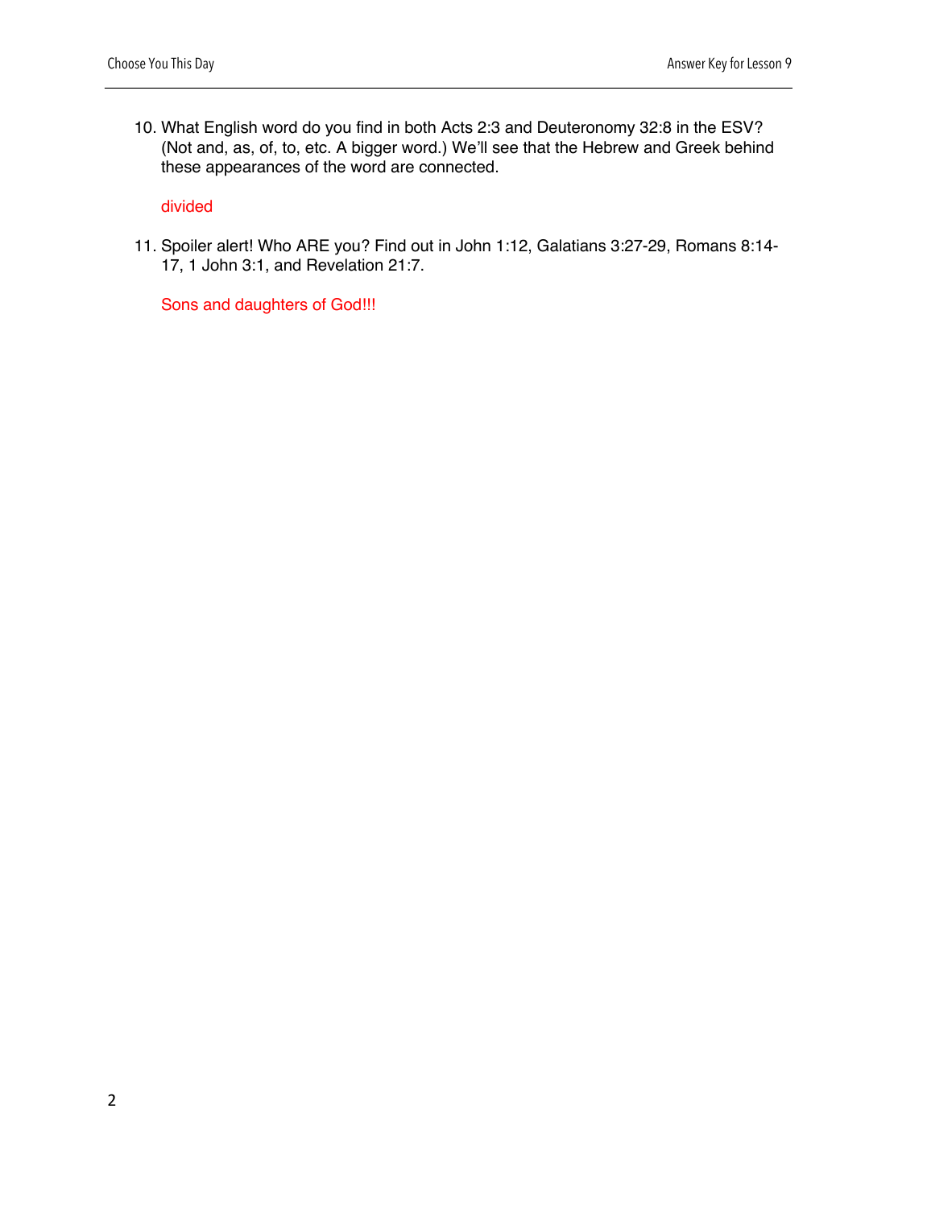10. What English word do you find in both Acts 2:3 and Deuteronomy 32:8 in the ESV? (Not and, as, of, to, etc. A bigger word.) We'll see that the Hebrew and Greek behind these appearances of the word are connected.

    divided

11. Spoiler alert! Who ARE you? Find out in John 1:12, Galatians 3:27-29, Romans 8:14-17, 1 John 3:1, and Revelation 21:7.

    Sons and daughters of God!!!